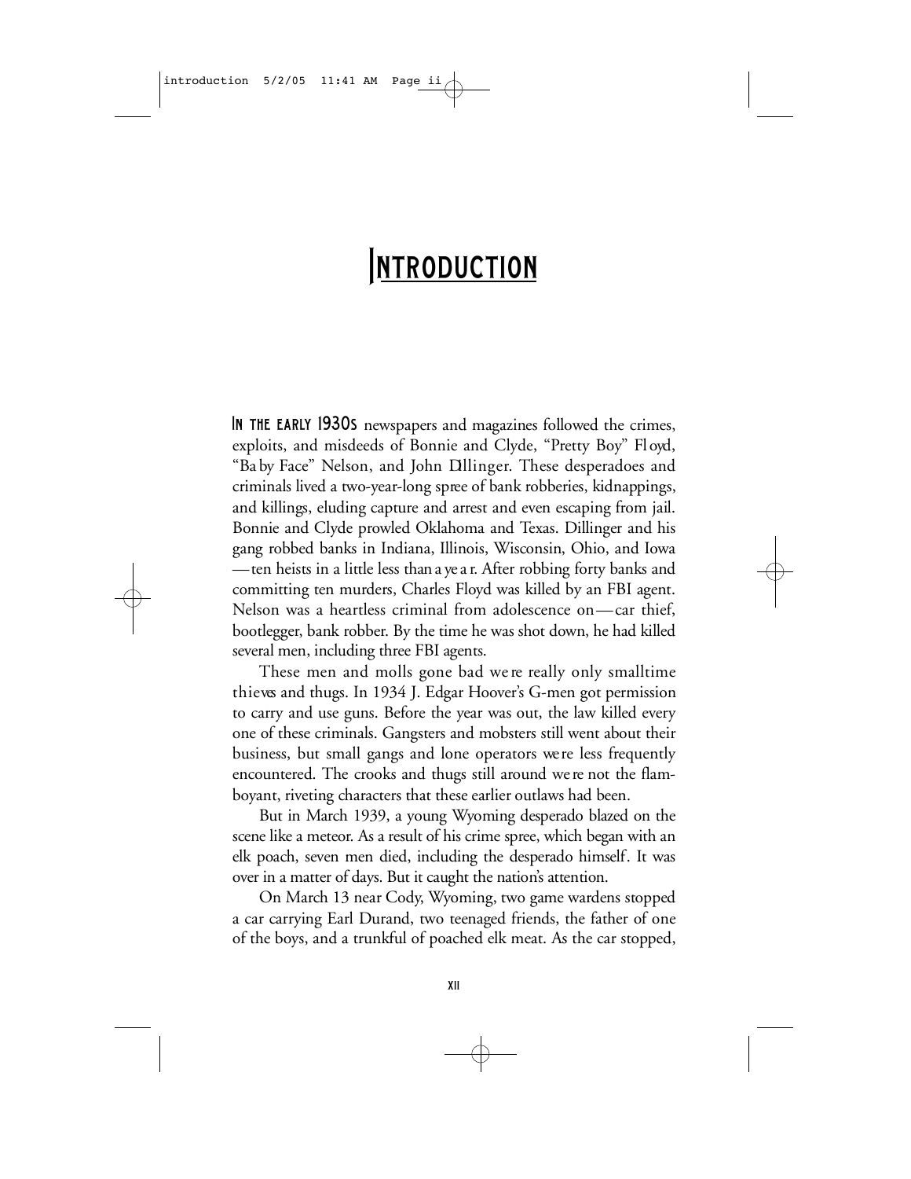# Introduction

IN THE EARLY 1930S newspapers and magazines followed the crimes, exploits, and misdeeds of Bonnie and Clyde, "Pretty Boy" Floyd, "Baby Face" Nelson, and John Dillinger. These desperadoes and criminals lived a two-year-long spree of bank robberies, kidnappings, and killings, eluding capture and arrest and even escaping from jail. Bonnie and Clyde prowled Oklahoma and Texas. Dillinger and his gang robbed banks in Indiana, Illinois, Wisconsin, Ohio, and Iowa—ten heists in a little less than a year. After robbing forty banks and committing ten murders, Charles Floyd was killed by an FBI agent. Nelson was a heartless criminal from adolescence on—car thief, bootlegger, bank robber. By the time he was shot down, he had killed several men, including three FBI agents.

These men and molls gone bad were really only smalltime thieves and thugs. In 1934 J. Edgar Hoover's G-men got permission to carry and use guns. Before the year was out, the law killed every one of these criminals. Gangsters and mobsters still went about their business, but small gangs and lone operators were less frequently encountered. The crooks and thugs still around were not the flamboyant, riveting characters that these earlier outlaws had been.

But in March 1939, a young Wyoming desperado blazed on the scene like a meteor. As a result of his crime spree, which began with an elk poach, seven men died, including the desperado himself. It was over in a matter of days. But it caught the nation's attention.

On March 13 near Cody, Wyoming, two game wardens stopped a car carrying Earl Durand, two teenaged friends, the father of one of the boys, and a trunkful of poached elk meat. As the car stopped,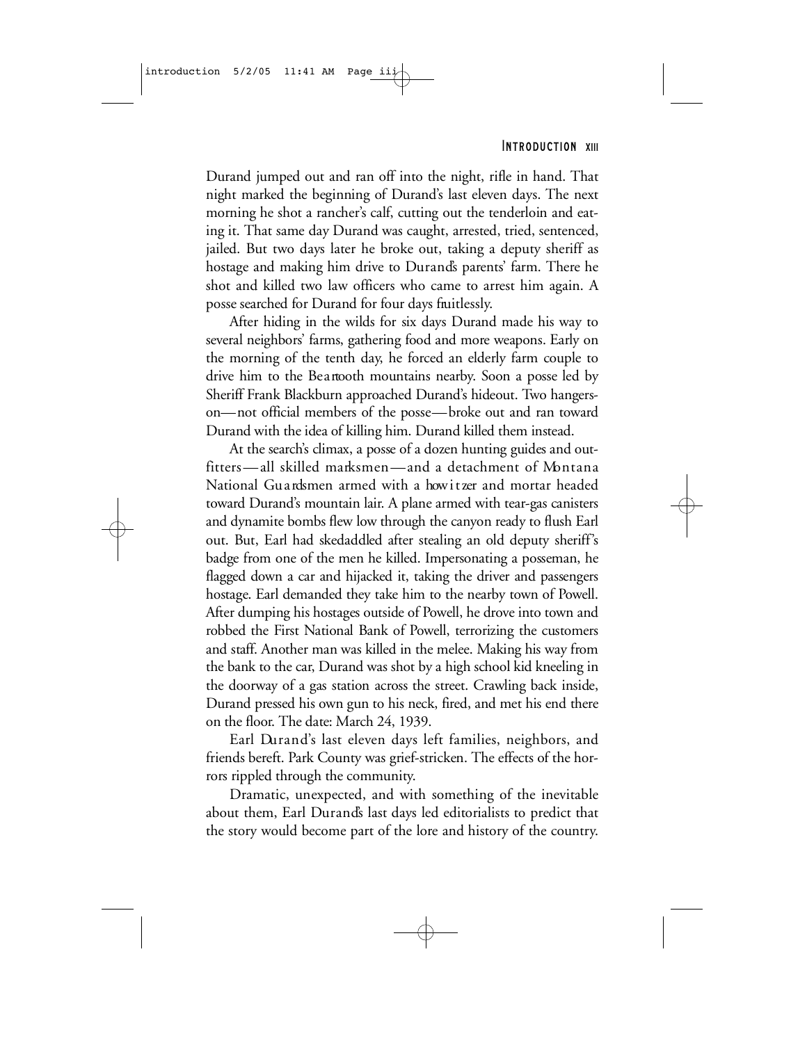Durand jumped out and ran off into the night, rifle in hand. That night marked the beginning of Durand's last eleven days. The next morning he shot a rancher's calf, cutting out the tenderloin and eating it. That same day Durand was caught, arrested, tried, sentenced, jailed. But two days later he broke out, taking a deputy sheriff as hostage and making him drive to Durand's parents' farm. There he shot and killed two law officers who came to arrest him again. A posse searched for Durand for four days fruitlessly.

After hiding in the wilds for six days Durand made his way to several neighbors' farms, gathering food and more weapons. Early on the morning of the tenth day, he forced an elderly farm couple to drive him to the Beartooth mountains nearby. Soon a posse led by Sheriff Frank Blackburn approached Durand's hideout. Two hangers-on—not official members of the posse—broke out and ran toward Durand with the idea of killing him. Durand killed them instead.

At the search's climax, a posse of a dozen hunting guides and outfitters—all skilled marksmen—and a detachment of Montana National Guardsmen armed with a howitzer and mortar headed toward Durand's mountain lair. A plane armed with tear-gas canisters and dynamite bombs flew low through the canyon ready to flush Earl out. But, Earl had skedaddled after stealing an old deputy sheriff's badge from one of the men he killed. Impersonating a posseman, he flagged down a car and hijacked it, taking the driver and passengers hostage. Earl demanded they take him to the nearby town of Powell. After dumping his hostages outside of Powell, he drove into town and robbed the First National Bank of Powell, terrorizing the customers and staff. Another man was killed in the melee. Making his way from the bank to the car, Durand was shot by a high school kid kneeling in the doorway of a gas station across the street. Crawling back inside, Durand pressed his own gun to his neck, fired, and met his end there on the floor. The date: March 24, 1939.

Earl Durand's last eleven days left families, neighbors, and friends bereft. Park County was grief-stricken. The effects of the horrors rippled through the community.

Dramatic, unexpected, and with something of the inevitable about them, Earl Durand's last days led editorialists to predict that the story would become part of the lore and history of the country.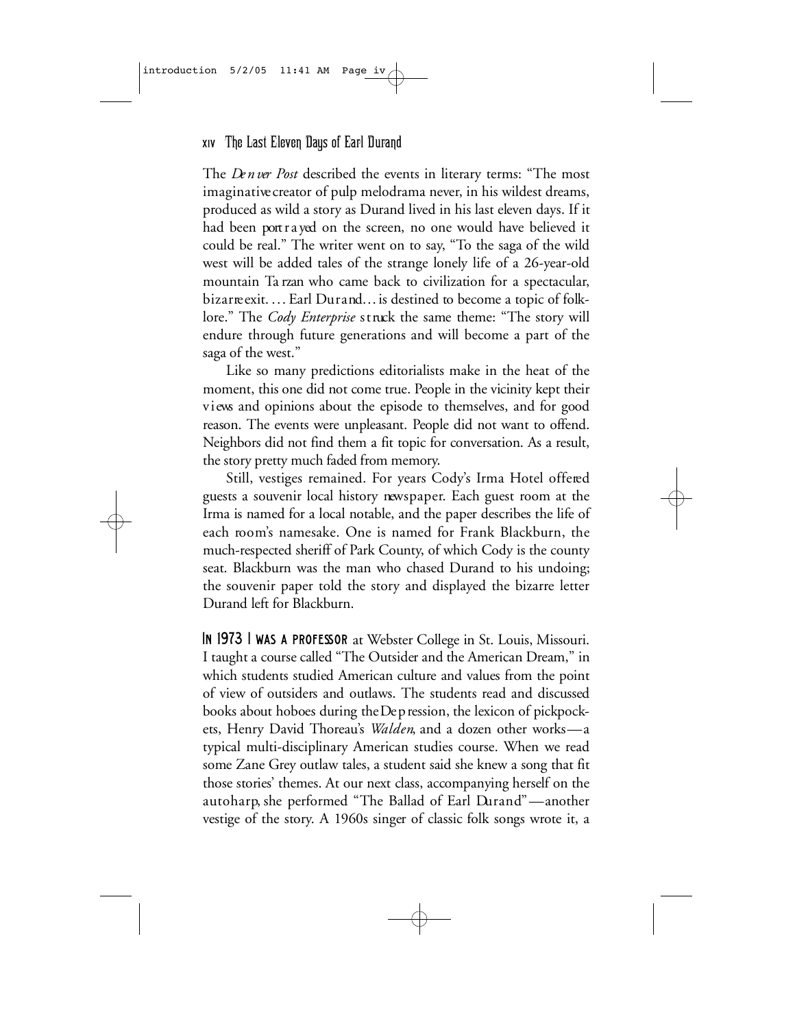The *Denver Post* described the events in literary terms: "The most imaginative creator of pulp melodrama never, in his wildest dreams, produced as wild a story as Durand lived in his last eleven days. If it had been portrayed on the screen, no one would have believed it could be real." The writer went on to say, "To the saga of the wild west will be added tales of the strange lonely life of a 26-year-old mountain Tarzan who came back to civilization for a spectacular, bizarre exit. . . . Earl Durand . . . is destined to become a topic of folklore." The *Cody Enterprise* struck the same theme: "The story will endure through future generations and will become a part of the saga of the west."

Like so many predictions editorialists make in the heat of the moment, this one did not come true. People in the vicinity kept their views and opinions about the episode to themselves, and for good reason. The events were unpleasant. People did not want to offend. Neighbors did not find them a fit topic for conversation. As a result, the story pretty much faded from memory.

Still, vestiges remained. For years Cody's Irma Hotel offered guests a souvenir local history newspaper. Each guest room at the Irma is named for a local notable, and the paper describes the life of each room's namesake. One is named for Frank Blackburn, the much-respected sheriff of Park County, of which Cody is the county seat. Blackburn was the man who chased Durand to his undoing; the souvenir paper told the story and displayed the bizarre letter Durand left for Blackburn.

**In 1973 I was a professor** at Webster College in St. Louis, Missouri. I taught a course called "The Outsider and the American Dream," in which students studied American culture and values from the point of view of outsiders and outlaws. The students read and discussed books about hoboes during the Depression, the lexicon of pickpockets, Henry David Thoreau's *Walden*, and a dozen other works—a typical multi-disciplinary American studies course. When we read some Zane Grey outlaw tales, a student said she knew a song that fit those stories' themes. At our next class, accompanying herself on the autoharp, she performed "The Ballad of Earl Durand"—another vestige of the story. A 1960s singer of classic folk songs wrote it, a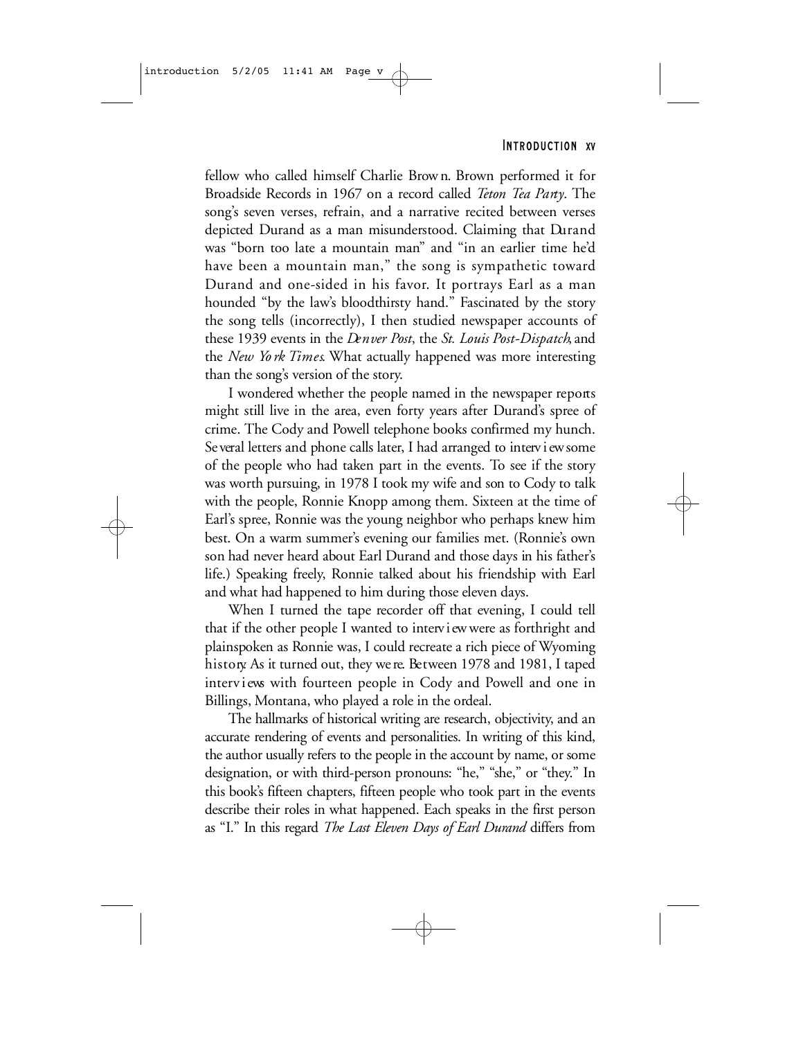fellow who called himself Charlie Brown. Brown performed it for Broadside Records in 1967 on a record called *Teton Tea Party*. The song's seven verses, refrain, and a narrative recited between verses depicted Durand as a man misunderstood. Claiming that Durand was "born too late a mountain man" and "in an earlier time he'd have been a mountain man," the song is sympathetic toward Durand and one-sided in his favor. It portrays Earl as a man hounded "by the law's bloodthirsty hand." Fascinated by the story the song tells (incorrectly), I then studied newspaper accounts of these 1939 events in the *Denver Post*, the *St. Louis Post-Dispatch*, and the *New York Times*. What actually happened was more interesting than the song's version of the story.

I wondered whether the people named in the newspaper reports might still live in the area, even forty years after Durand's spree of crime. The Cody and Powell telephone books confirmed my hunch. Several letters and phone calls later, I had arranged to interview some of the people who had taken part in the events. To see if the story was worth pursuing, in 1978 I took my wife and son to Cody to talk with the people, Ronnie Knopp among them. Sixteen at the time of Earl's spree, Ronnie was the young neighbor who perhaps knew him best. On a warm summer's evening our families met. (Ronnie's own son had never heard about Earl Durand and those days in his father's life.) Speaking freely, Ronnie talked about his friendship with Earl and what had happened to him during those eleven days.

When I turned the tape recorder off that evening, I could tell that if the other people I wanted to interview were as forthright and plainspoken as Ronnie was, I could recreate a rich piece of Wyoming history. As it turned out, they were. Between 1978 and 1981, I taped interviews with fourteen people in Cody and Powell and one in Billings, Montana, who played a role in the ordeal.

The hallmarks of historical writing are research, objectivity, and an accurate rendering of events and personalities. In writing of this kind, the author usually refers to the people in the account by name, or some designation, or with third-person pronouns: "he," "she," or "they." In this book's fifteen chapters, fifteen people who took part in the events describe their roles in what happened. Each speaks in the first person as "I." In this regard *The Last Eleven Days of Earl Durand* differs from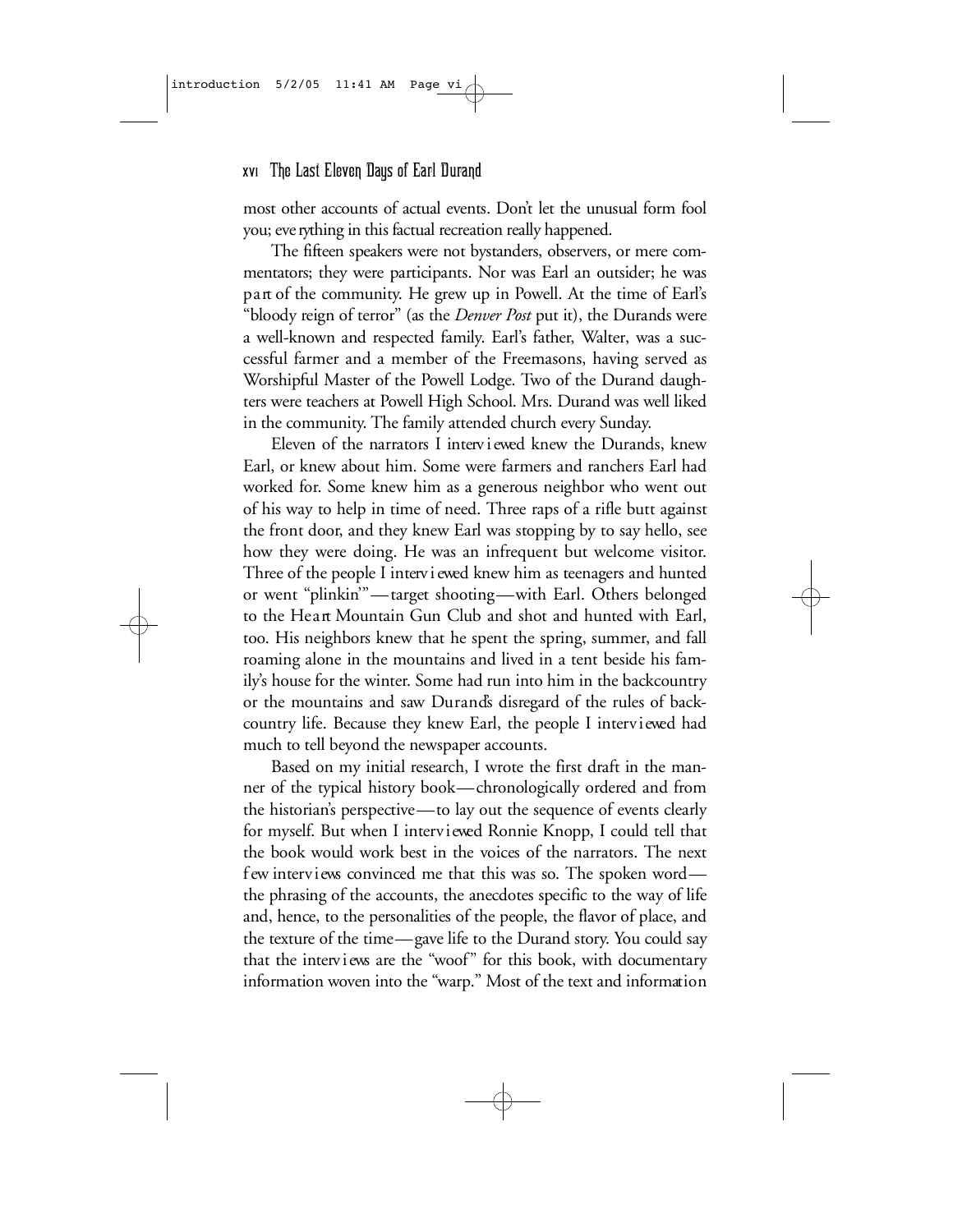most other accounts of actual events. Don't let the unusual form fool you; everything in this factual recreation really happened.

The fifteen speakers were not bystanders, observers, or mere commentators; they were participants. Nor was Earl an outsider; he was part of the community. He grew up in Powell. At the time of Earl's "bloody reign of terror" (as the *Denver Post* put it), the Durands were a well-known and respected family. Earl's father, Walter, was a successful farmer and a member of the Freemasons, having served as Worshipful Master of the Powell Lodge. Two of the Durand daughters were teachers at Powell High School. Mrs. Durand was well liked in the community. The family attended church every Sunday.

Eleven of the narrators I interviewed knew the Durands, knew Earl, or knew about him. Some were farmers and ranchers Earl had worked for. Some knew him as a generous neighbor who went out of his way to help in time of need. Three raps of a rifle butt against the front door, and they knew Earl was stopping by to say hello, see how they were doing. He was an infrequent but welcome visitor. Three of the people I interviewed knew him as teenagers and hunted or went "plinkin'"—target shooting—with Earl. Others belonged to the Heart Mountain Gun Club and shot and hunted with Earl, too. His neighbors knew that he spent the spring, summer, and fall roaming alone in the mountains and lived in a tent beside his family's house for the winter. Some had run into him in the backcountry or the mountains and saw Durand's disregard of the rules of backcountry life. Because they knew Earl, the people I interviewed had much to tell beyond the newspaper accounts.

Based on my initial research, I wrote the first draft in the manner of the typical history book—chronologically ordered and from the historian's perspective—to lay out the sequence of events clearly for myself. But when I interviewed Ronnie Knopp, I could tell that the book would work best in the voices of the narrators. The next few interviews convinced me that this was so. The spoken word—the phrasing of the accounts, the anecdotes specific to the way of life and, hence, to the personalities of the people, the flavor of place, and the texture of the time—gave life to the Durand story. You could say that the interviews are the "woof" for this book, with documentary information woven into the "warp." Most of the text and information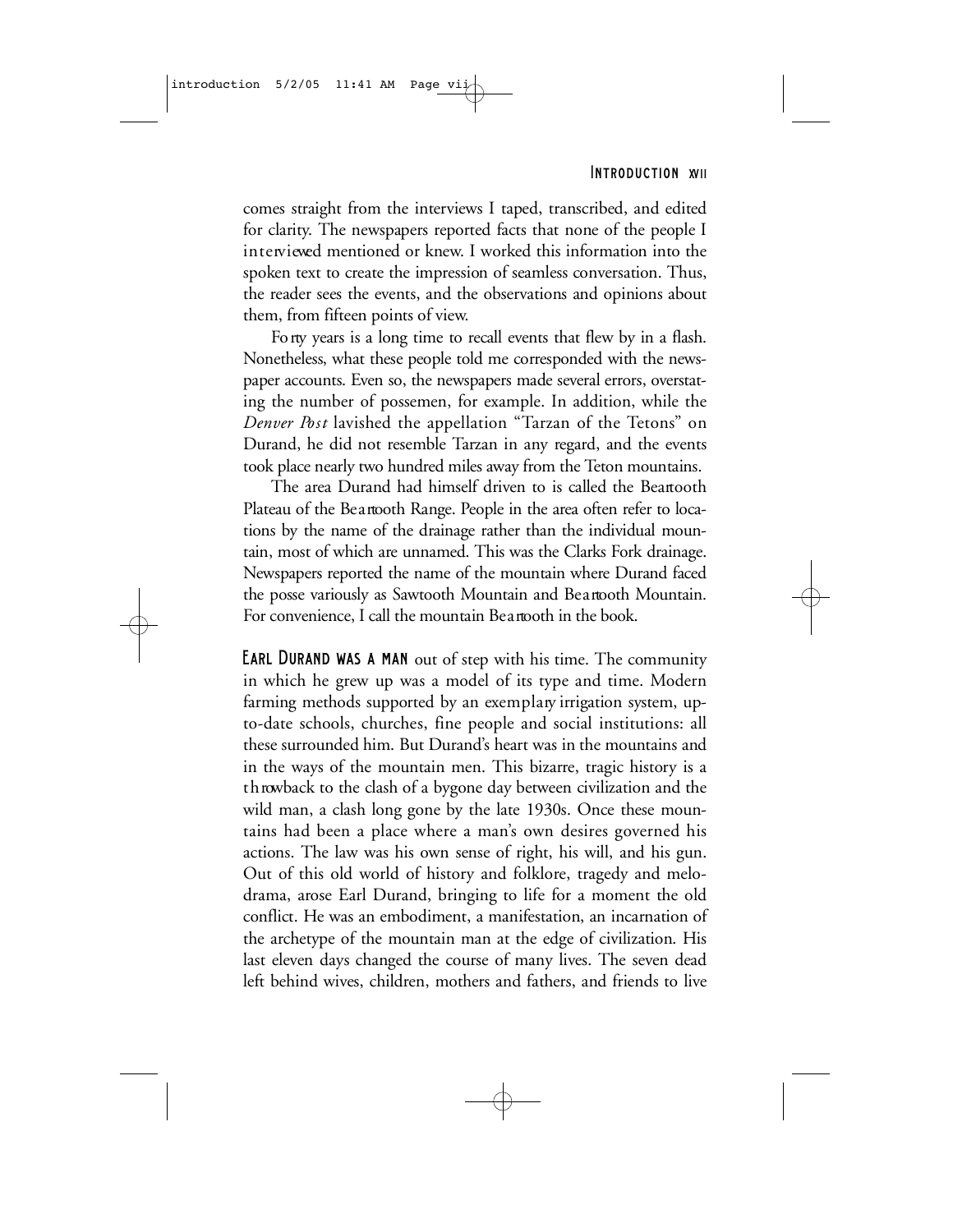comes straight from the interviews I taped, transcribed, and edited for clarity. The newspapers reported facts that none of the people I interviewed mentioned or knew. I worked this information into the spoken text to create the impression of seamless conversation. Thus, the reader sees the events, and the observations and opinions about them, from fifteen points of view.

Forty years is a long time to recall events that flew by in a flash. Nonetheless, what these people told me corresponded with the newspaper accounts. Even so, the newspapers made several errors, overstating the number of possemen, for example. In addition, while the *Denver Post* lavished the appellation "Tarzan of the Tetons" on Durand, he did not resemble Tarzan in any regard, and the events took place nearly two hundred miles away from the Teton mountains.

The area Durand had himself driven to is called the Beartooth Plateau of the Beartooth Range. People in the area often refer to locations by the name of the drainage rather than the individual mountain, most of which are unnamed. This was the Clarks Fork drainage. Newspapers reported the name of the mountain where Durand faced the posse variously as Sawtooth Mountain and Beartooth Mountain. For convenience, I call the mountain Beartooth in the book.

EARL DURAND WAS A MAN out of step with his time. The community in which he grew up was a model of its type and time. Modern farming methods supported by an exemplary irrigation system, up-to-date schools, churches, fine people and social institutions: all these surrounded him. But Durand's heart was in the mountains and in the ways of the mountain men. This bizarre, tragic history is a throwback to the clash of a bygone day between civilization and the wild man, a clash long gone by the late 1930s. Once these mountains had been a place where a man's own desires governed his actions. The law was his own sense of right, his will, and his gun. Out of this old world of history and folklore, tragedy and melodrama, arose Earl Durand, bringing to life for a moment the old conflict. He was an embodiment, a manifestation, an incarnation of the archetype of the mountain man at the edge of civilization. His last eleven days changed the course of many lives. The seven dead left behind wives, children, mothers and fathers, and friends to live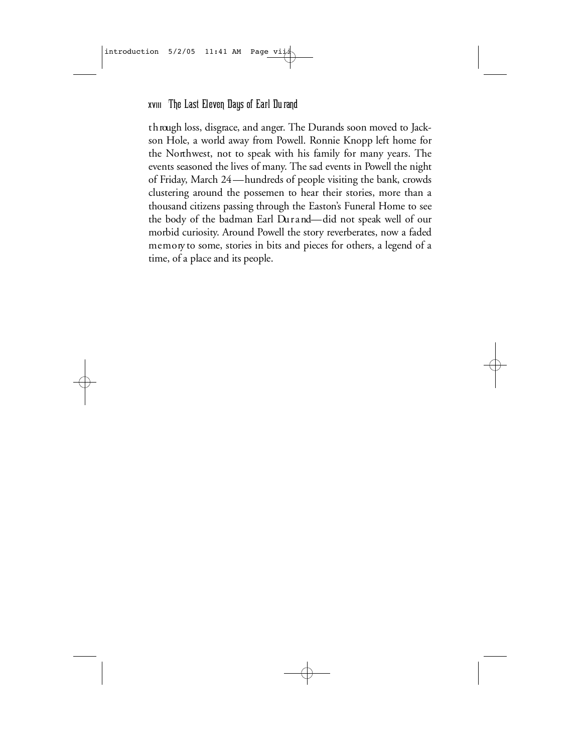through loss, disgrace, and anger. The Durands soon moved to Jackson Hole, a world away from Powell. Ronnie Knopp left home for the Northwest, not to speak with his family for many years. The events seasoned the lives of many. The sad events in Powell the night of Friday, March 24—hundreds of people visiting the bank, crowds clustering around the possemen to hear their stories, more than a thousand citizens passing through the Easton's Funeral Home to see the body of the badman Earl Durand—did not speak well of our morbid curiosity. Around Powell the story reverberates, now a faded memory to some, stories in bits and pieces for others, a legend of a time, of a place and its people.